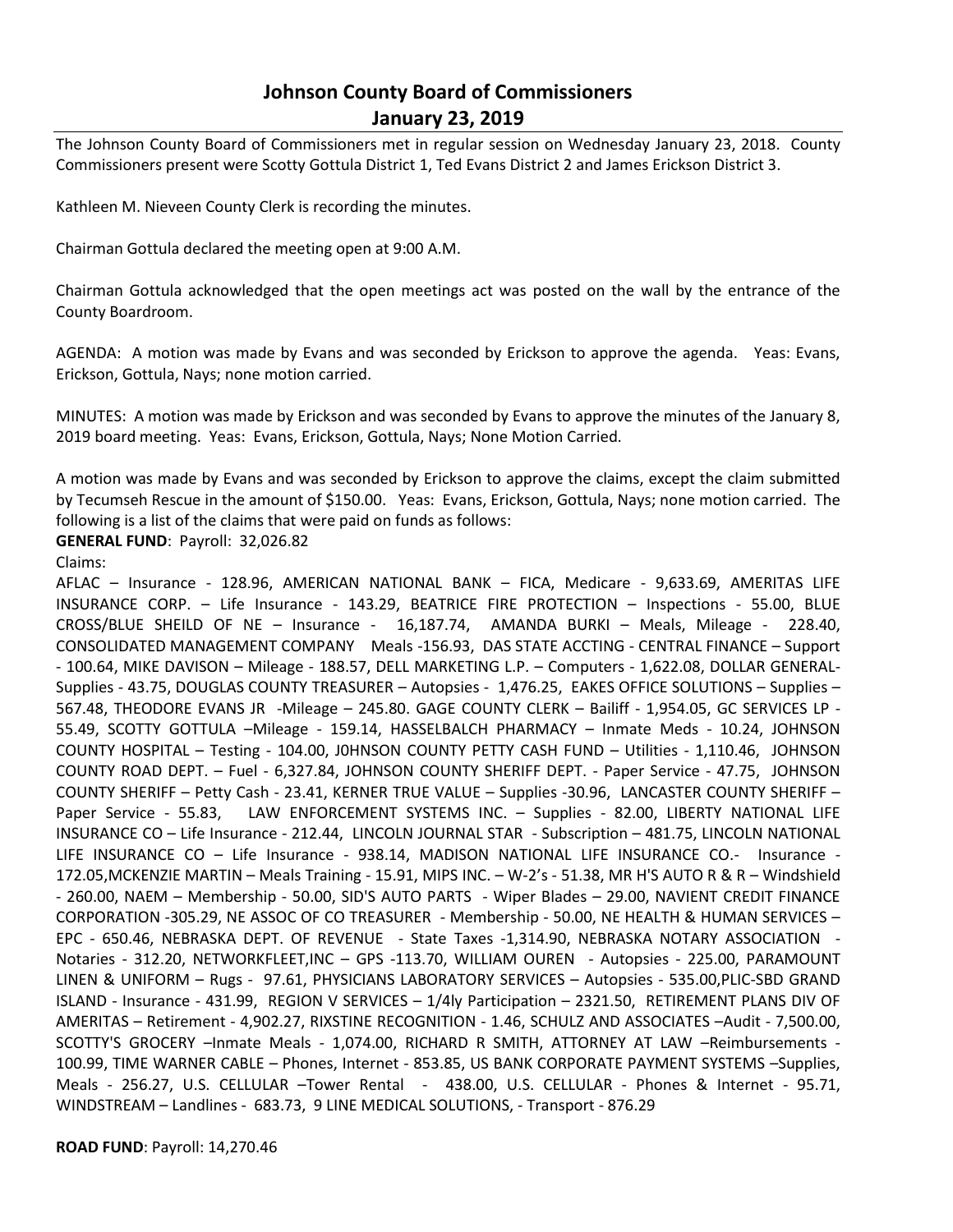# Johnson County Board of Commissioners
## January 23, 2019

The Johnson County Board of Commissioners met in regular session on Wednesday January 23, 2018. County Commissioners present were Scotty Gottula District 1, Ted Evans District 2 and James Erickson District 3.

Kathleen M. Nieveen County Clerk is recording the minutes.

Chairman Gottula declared the meeting open at 9:00 A.M.

Chairman Gottula acknowledged that the open meetings act was posted on the wall by the entrance of the County Boardroom.

AGENDA: A motion was made by Evans and was seconded by Erickson to approve the agenda. Yeas: Evans, Erickson, Gottula, Nays; none motion carried.

MINUTES: A motion was made by Erickson and was seconded by Evans to approve the minutes of the January 8, 2019 board meeting. Yeas: Evans, Erickson, Gottula, Nays; None Motion Carried.

A motion was made by Evans and was seconded by Erickson to approve the claims, except the claim submitted by Tecumseh Rescue in the amount of $150.00. Yeas: Evans, Erickson, Gottula, Nays; none motion carried. The following is a list of the claims that were paid on funds as follows:

**GENERAL FUND**: Payroll: 32,026.82

Claims:

AFLAC – Insurance - 128.96, AMERICAN NATIONAL BANK – FICA, Medicare - 9,633.69, AMERITAS LIFE INSURANCE CORP. – Life Insurance - 143.29, BEATRICE FIRE PROTECTION – Inspections - 55.00, BLUE CROSS/BLUE SHEILD OF NE – Insurance - 16,187.74, AMANDA BURKI – Meals, Mileage - 228.40, CONSOLIDATED MANAGEMENT COMPANY Meals -156.93, DAS STATE ACCTING - CENTRAL FINANCE – Support - 100.64, MIKE DAVISON – Mileage - 188.57, DELL MARKETING L.P. – Computers - 1,622.08, DOLLAR GENERAL- Supplies - 43.75, DOUGLAS COUNTY TREASURER – Autopsies - 1,476.25, EAKES OFFICE SOLUTIONS – Supplies – 567.48, THEODORE EVANS JR -Mileage – 245.80. GAGE COUNTY CLERK – Bailiff - 1,954.05, GC SERVICES LP - 55.49, SCOTTY GOTTULA –Mileage - 159.14, HASSELBALCH PHARMACY – Inmate Meds - 10.24, JOHNSON COUNTY HOSPITAL – Testing - 104.00, J0HNSON COUNTY PETTY CASH FUND – Utilities - 1,110.46, JOHNSON COUNTY ROAD DEPT. – Fuel - 6,327.84, JOHNSON COUNTY SHERIFF DEPT. - Paper Service - 47.75, JOHNSON COUNTY SHERIFF – Petty Cash - 23.41, KERNER TRUE VALUE – Supplies -30.96, LANCASTER COUNTY SHERIFF – Paper Service - 55.83, LAW ENFORCEMENT SYSTEMS INC. – Supplies - 82.00, LIBERTY NATIONAL LIFE INSURANCE CO – Life Insurance - 212.44, LINCOLN JOURNAL STAR - Subscription – 481.75, LINCOLN NATIONAL LIFE INSURANCE CO – Life Insurance - 938.14, MADISON NATIONAL LIFE INSURANCE CO.- Insurance - 172.05,MCKENZIE MARTIN – Meals Training - 15.91, MIPS INC. – W-2's - 51.38, MR H'S AUTO R & R – Windshield - 260.00, NAEM – Membership - 50.00, SID'S AUTO PARTS - Wiper Blades – 29.00, NAVIENT CREDIT FINANCE CORPORATION -305.29, NE ASSOC OF CO TREASURER - Membership - 50.00, NE HEALTH & HUMAN SERVICES – EPC - 650.46, NEBRASKA DEPT. OF REVENUE - State Taxes -1,314.90, NEBRASKA NOTARY ASSOCIATION - Notaries - 312.20, NETWORKFLEET,INC – GPS -113.70, WILLIAM OUREN - Autopsies - 225.00, PARAMOUNT LINEN & UNIFORM – Rugs - 97.61, PHYSICIANS LABORATORY SERVICES – Autopsies - 535.00,PLIC-SBD GRAND ISLAND - Insurance - 431.99, REGION V SERVICES – 1/4ly Participation – 2321.50, RETIREMENT PLANS DIV OF AMERITAS – Retirement - 4,902.27, RIXSTINE RECOGNITION - 1.46, SCHULZ AND ASSOCIATES –Audit - 7,500.00, SCOTTY'S GROCERY –Inmate Meals - 1,074.00, RICHARD R SMITH, ATTORNEY AT LAW –Reimbursements - 100.99, TIME WARNER CABLE – Phones, Internet - 853.85, US BANK CORPORATE PAYMENT SYSTEMS –Supplies, Meals - 256.27, U.S. CELLULAR –Tower Rental - 438.00, U.S. CELLULAR - Phones & Internet - 95.71, WINDSTREAM – Landlines - 683.73, 9 LINE MEDICAL SOLUTIONS, - Transport - 876.29

**ROAD FUND**: Payroll: 14,270.46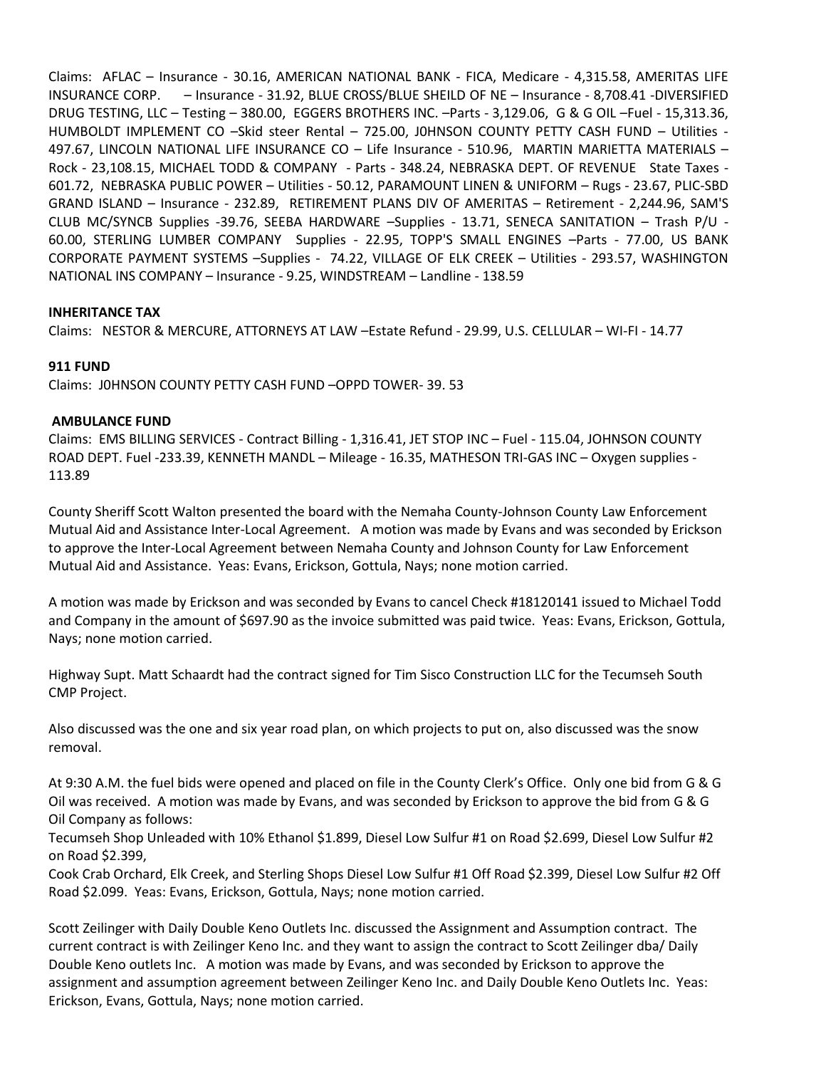Claims: AFLAC – Insurance - 30.16, AMERICAN NATIONAL BANK - FICA, Medicare - 4,315.58, AMERITAS LIFE INSURANCE CORP. – Insurance - 31.92, BLUE CROSS/BLUE SHEILD OF NE – Insurance - 8,708.41 -DIVERSIFIED DRUG TESTING, LLC – Testing – 380.00, EGGERS BROTHERS INC. –Parts - 3,129.06, G & G OIL –Fuel - 15,313.36, HUMBOLDT IMPLEMENT CO –Skid steer Rental – 725.00, J0HNSON COUNTY PETTY CASH FUND – Utilities - 497.67, LINCOLN NATIONAL LIFE INSURANCE CO – Life Insurance - 510.96, MARTIN MARIETTA MATERIALS – Rock - 23,108.15, MICHAEL TODD & COMPANY - Parts - 348.24, NEBRASKA DEPT. OF REVENUE State Taxes - 601.72, NEBRASKA PUBLIC POWER – Utilities - 50.12, PARAMOUNT LINEN & UNIFORM – Rugs - 23.67, PLIC-SBD GRAND ISLAND – Insurance - 232.89, RETIREMENT PLANS DIV OF AMERITAS – Retirement - 2,244.96, SAM'S CLUB MC/SYNCB Supplies -39.76, SEEBA HARDWARE –Supplies - 13.71, SENECA SANITATION – Trash P/U - 60.00, STERLING LUMBER COMPANY Supplies - 22.95, TOPP'S SMALL ENGINES –Parts - 77.00, US BANK CORPORATE PAYMENT SYSTEMS –Supplies - 74.22, VILLAGE OF ELK CREEK – Utilities - 293.57, WASHINGTON NATIONAL INS COMPANY – Insurance - 9.25, WINDSTREAM – Landline - 138.59

**INHERITANCE TAX**

Claims: NESTOR & MERCURE, ATTORNEYS AT LAW –Estate Refund - 29.99, U.S. CELLULAR – WI-FI - 14.77

**911 FUND**

Claims: J0HNSON COUNTY PETTY CASH FUND –OPPD TOWER- 39. 53

**AMBULANCE FUND**

Claims: EMS BILLING SERVICES - Contract Billing - 1,316.41, JET STOP INC – Fuel - 115.04, JOHNSON COUNTY ROAD DEPT. Fuel -233.39, KENNETH MANDL – Mileage - 16.35, MATHESON TRI-GAS INC – Oxygen supplies - 113.89

County Sheriff Scott Walton presented the board with the Nemaha County-Johnson County Law Enforcement Mutual Aid and Assistance Inter-Local Agreement. A motion was made by Evans and was seconded by Erickson to approve the Inter-Local Agreement between Nemaha County and Johnson County for Law Enforcement Mutual Aid and Assistance. Yeas: Evans, Erickson, Gottula, Nays; none motion carried.

A motion was made by Erickson and was seconded by Evans to cancel Check #18120141 issued to Michael Todd and Company in the amount of $697.90 as the invoice submitted was paid twice. Yeas: Evans, Erickson, Gottula, Nays; none motion carried.

Highway Supt. Matt Schaardt had the contract signed for Tim Sisco Construction LLC for the Tecumseh South CMP Project.

Also discussed was the one and six year road plan, on which projects to put on, also discussed was the snow removal.

At 9:30 A.M. the fuel bids were opened and placed on file in the County Clerk's Office. Only one bid from G & G Oil was received. A motion was made by Evans, and was seconded by Erickson to approve the bid from G & G Oil Company as follows:

Tecumseh Shop Unleaded with 10% Ethanol $1.899, Diesel Low Sulfur #1 on Road $2.699, Diesel Low Sulfur #2 on Road $2.399,

Cook Crab Orchard, Elk Creek, and Sterling Shops Diesel Low Sulfur #1 Off Road $2.399, Diesel Low Sulfur #2 Off Road $2.099. Yeas: Evans, Erickson, Gottula, Nays; none motion carried.

Scott Zeilinger with Daily Double Keno Outlets Inc. discussed the Assignment and Assumption contract. The current contract is with Zeilinger Keno Inc. and they want to assign the contract to Scott Zeilinger dba/ Daily Double Keno outlets Inc. A motion was made by Evans, and was seconded by Erickson to approve the assignment and assumption agreement between Zeilinger Keno Inc. and Daily Double Keno Outlets Inc. Yeas: Erickson, Evans, Gottula, Nays; none motion carried.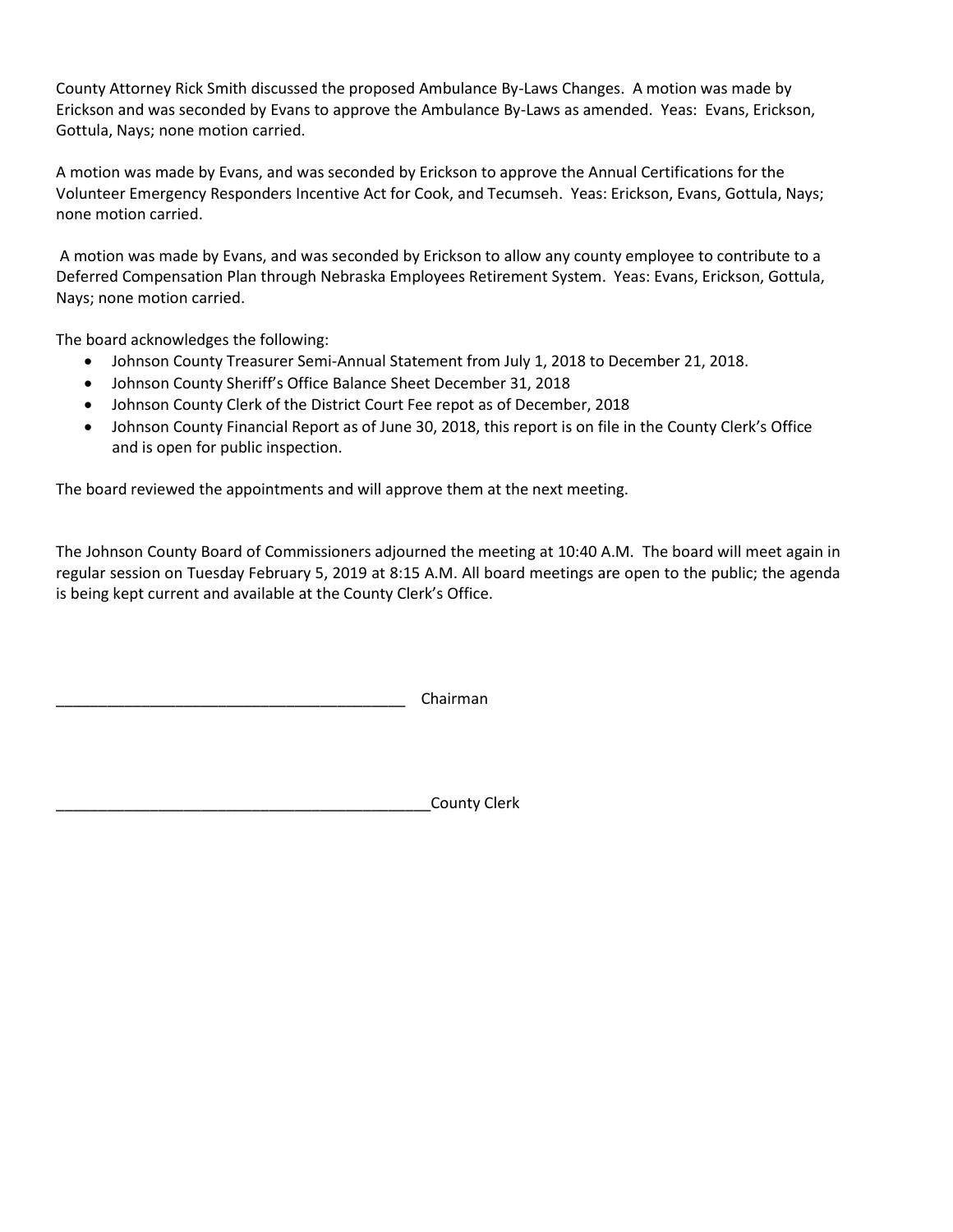County Attorney Rick Smith discussed the proposed Ambulance By-Laws Changes. A motion was made by Erickson and was seconded by Evans to approve the Ambulance By-Laws as amended. Yeas: Evans, Erickson, Gottula, Nays; none motion carried.

A motion was made by Evans, and was seconded by Erickson to approve the Annual Certifications for the Volunteer Emergency Responders Incentive Act for Cook, and Tecumseh. Yeas: Erickson, Evans, Gottula, Nays; none motion carried.

A motion was made by Evans, and was seconded by Erickson to allow any county employee to contribute to a Deferred Compensation Plan through Nebraska Employees Retirement System. Yeas: Evans, Erickson, Gottula, Nays; none motion carried.

The board acknowledges the following:

- Johnson County Treasurer Semi-Annual Statement from July 1, 2018 to December 21, 2018.
- Johnson County Sheriff's Office Balance Sheet December 31, 2018
- Johnson County Clerk of the District Court Fee repot as of December, 2018
- Johnson County Financial Report as of June 30, 2018, this report is on file in the County Clerk's Office and is open for public inspection.

The board reviewed the appointments and will approve them at the next meeting.

The Johnson County Board of Commissioners adjourned the meeting at 10:40 A.M. The board will meet again in regular session on Tuesday February 5, 2019 at 8:15 A.M. All board meetings are open to the public; the agenda is being kept current and available at the County Clerk's Office.

__________________________________________ Chairman

_____________________________________________County Clerk